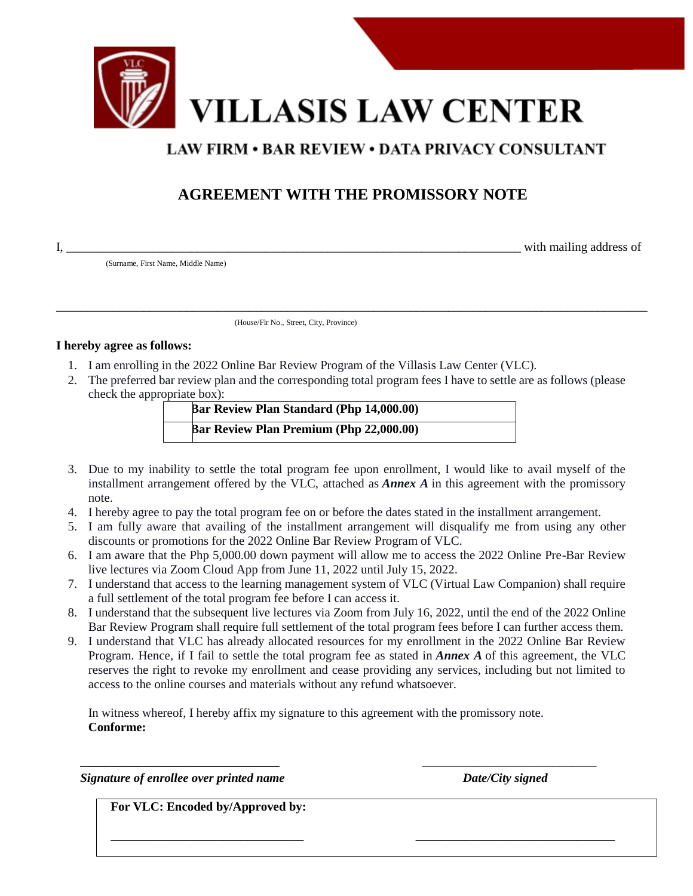# VILLASIS LAW CENTER

**LAW FIRM • BAR REVIEW • DATA PRIVACY CONSULTANT**

## AGREEMENT WITH THE PROMISSORY NOTE

I, ___________________________________________________________________________ with mailing address of
(Surname, First Name, Middle Name)

____________________________________________________________________________________________________
(House/Flr No., Street, City, Province)

**I hereby agree as follows:**

1. I am enrolling in the 2022 Online Bar Review Program of the Villasis Law Center (VLC).
2. The preferred bar review plan and the corresponding total program fees I have to settle are as follows (please check the appropriate box):

| | |
|---|---|
| | **Bar Review Plan Standard (Php 14,000.00)** |
| | **Bar Review Plan Premium (Php 22,000.00)** |

3. Due to my inability to settle the total program fee upon enrollment, I would like to avail myself of the installment arrangement offered by the VLC, attached as ***Annex A*** in this agreement with the promissory note.
4. I hereby agree to pay the total program fee on or before the dates stated in the installment arrangement.
5. I am fully aware that availing of the installment arrangement will disqualify me from using any other discounts or promotions for the 2022 Online Bar Review Program of VLC.
6. I am aware that the Php 5,000.00 down payment will allow me to access the 2022 Online Pre-Bar Review live lectures via Zoom Cloud App from June 11, 2022 until July 15, 2022.
7. I understand that access to the learning management system of VLC (Virtual Law Companion) shall require a full settlement of the total program fee before I can access it.
8. I understand that the subsequent live lectures via Zoom from July 16, 2022, until the end of the 2022 Online Bar Review Program shall require full settlement of the total program fees before I can further access them.
9. I understand that VLC has already allocated resources for my enrollment in the 2022 Online Bar Review Program. Hence, if I fail to settle the total program fee as stated in ***Annex A*** of this agreement, the VLC reserves the right to revoke my enrollment and cease providing any services, including but not limited to access to the online courses and materials without any refund whatsoever.

In witness whereof, I hereby affix my signature to this agreement with the promissory note.
**Conforme:**

________________________________ ________________________________
***Signature of enrollee over printed name*** ***Date/City signed***

**For VLC: Encoded by/Approved by:**

________________________________ ________________________________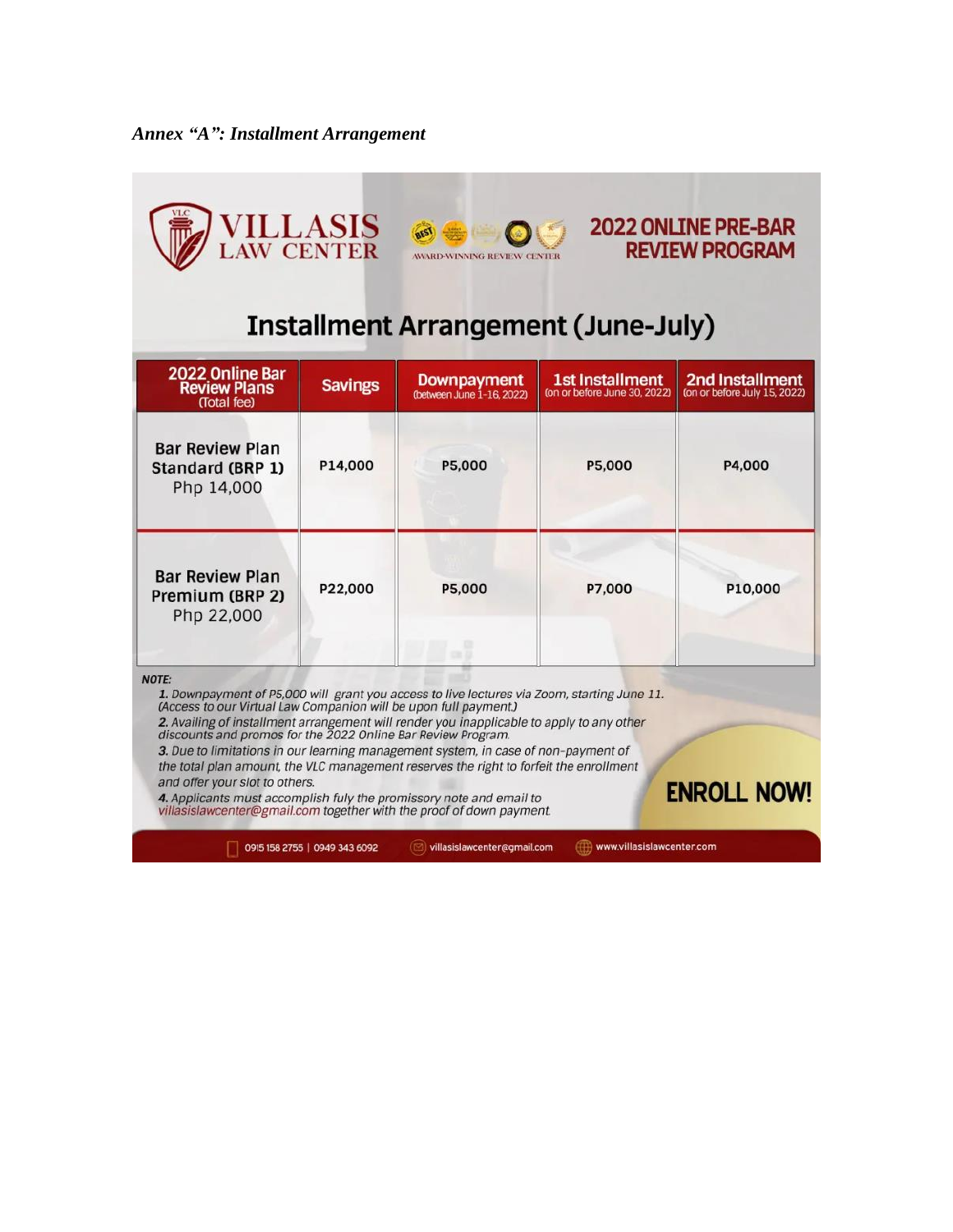*Annex "A": Installment Arrangement*

VILLASIS LAW CENTER

AWARD-WINNING REVIEW CENTER

2022 ONLINE PRE-BAR REVIEW PROGRAM

## Installment Arrangement (June-July)

| 2022 Online Bar Review Plans (Total fee) | Savings | Downpayment (between June 1-16, 2022) | 1st Installment (on or before June 30, 2022) | 2nd Installment (on or before July 15, 2022) |
|---|---|---|---|---|
| Bar Review Plan Standard (BRP 1) Php 14,000 | P14,000 | P5,000 | P5,000 | P4,000 |
| Bar Review Plan Premium (BRP 2) Php 22,000 | P22,000 | P5,000 | P7,000 | P10,000 |

***NOTE:***

*1. Downpayment of P5,000 will grant you access to live lectures via Zoom, starting June 11. (Access to our Virtual Law Companion will be upon full payment.)*

*2. Availing of installment arrangement will render you inapplicable to apply to any other discounts and promos for the 2022 Online Bar Review Program.*

*3. Due to limitations in our learning management system, in case of non-payment of the total plan amount, the VLC management reserves the right to forfeit the enrollment and offer your slot to others.*

*4. Applicants must accomplish fuly the promissory note and email to villasislawcenter@gmail.com together with the proof of down payment.*

**ENROLL NOW!**

0915 158 2755 | 0949 343 6092 villasislawcenter@gmail.com www.villasislawcenter.com